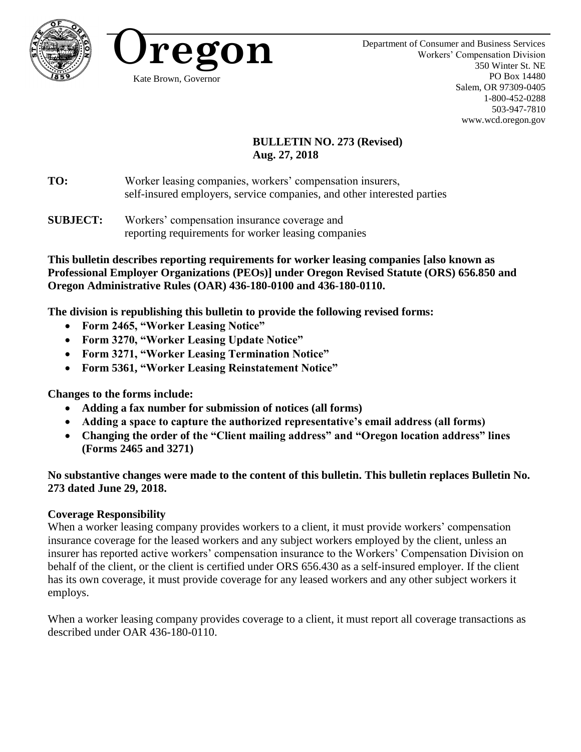**Oregon**

Kate Brown, Governor

Department of Consumer and Business Services
Workers' Compensation Division
350 Winter St. NE
PO Box 14480
Salem, OR 97309-0405
1-800-452-0288
503-947-7810
www.wcd.oregon.gov

**BULLETIN NO. 273 (Revised)**
**Aug. 27, 2018**

**TO:** Worker leasing companies, workers' compensation insurers, self-insured employers, service companies, and other interested parties

**SUBJECT:** Workers' compensation insurance coverage and reporting requirements for worker leasing companies

**This bulletin describes reporting requirements for worker leasing companies [also known as Professional Employer Organizations (PEOs)] under Oregon Revised Statute (ORS) 656.850 and Oregon Administrative Rules (OAR) 436-180-0100 and 436-180-0110.**

**The division is republishing this bulletin to provide the following revised forms:**

- **Form 2465, "Worker Leasing Notice"**
- **Form 3270, "Worker Leasing Update Notice"**
- **Form 3271, "Worker Leasing Termination Notice"**
- **Form 5361, "Worker Leasing Reinstatement Notice"**

**Changes to the forms include:**

- **Adding a fax number for submission of notices (all forms)**
- **Adding a space to capture the authorized representative's email address (all forms)**
- **Changing the order of the "Client mailing address" and "Oregon location address" lines (Forms 2465 and 3271)**

**No substantive changes were made to the content of this bulletin. This bulletin replaces Bulletin No. 273 dated June 29, 2018.**

**Coverage Responsibility**

When a worker leasing company provides workers to a client, it must provide workers' compensation insurance coverage for the leased workers and any subject workers employed by the client, unless an insurer has reported active workers' compensation insurance to the Workers' Compensation Division on behalf of the client, or the client is certified under ORS 656.430 as a self-insured employer. If the client has its own coverage, it must provide coverage for any leased workers and any other subject workers it employs.

When a worker leasing company provides coverage to a client, it must report all coverage transactions as described under OAR 436-180-0110.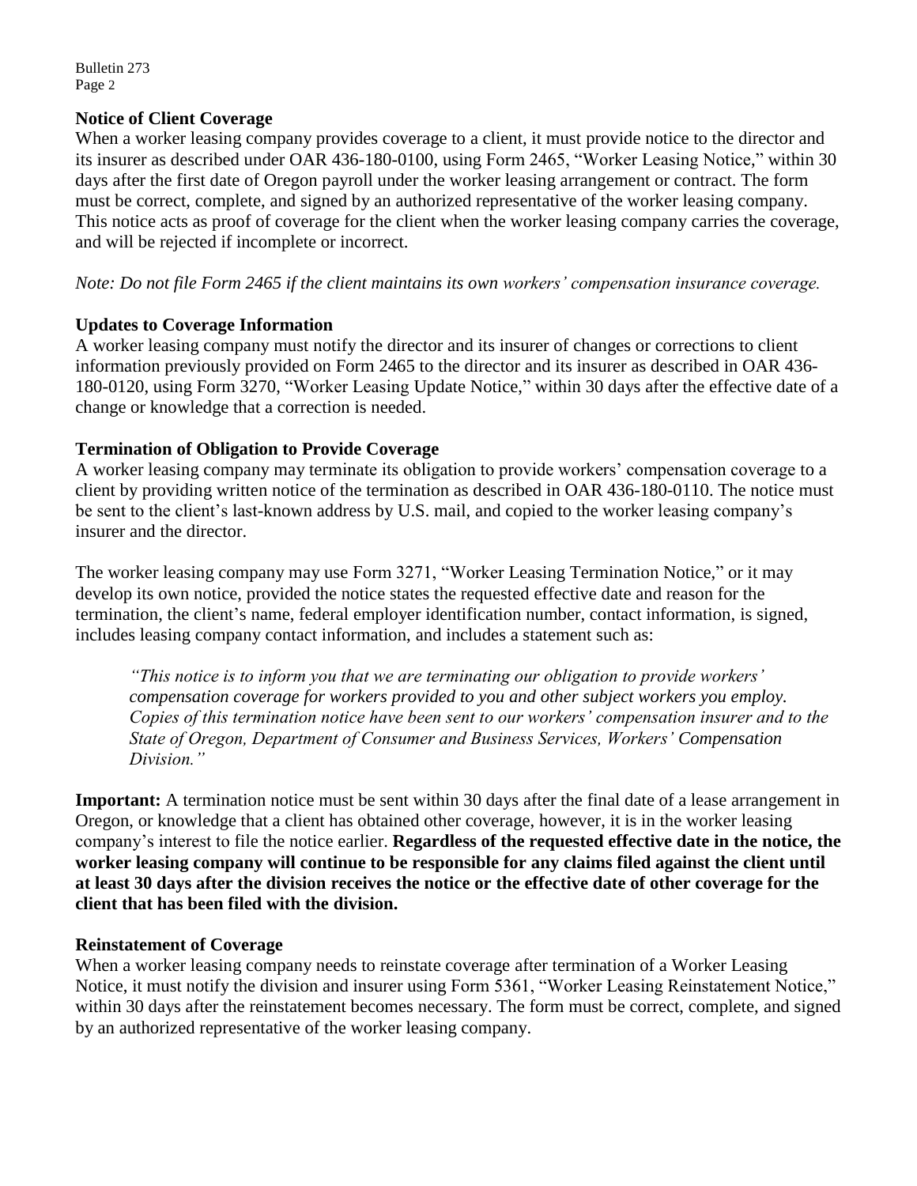### Notice of Client Coverage

When a worker leasing company provides coverage to a client, it must provide notice to the director and its insurer as described under OAR 436-180-0100, using Form 2465, "Worker Leasing Notice," within 30 days after the first date of Oregon payroll under the worker leasing arrangement or contract. The form must be correct, complete, and signed by an authorized representative of the worker leasing company. This notice acts as proof of coverage for the client when the worker leasing company carries the coverage, and will be rejected if incomplete or incorrect.

*Note: Do not file Form 2465 if the client maintains its own workers' compensation insurance coverage.*

### Updates to Coverage Information

A worker leasing company must notify the director and its insurer of changes or corrections to client information previously provided on Form 2465 to the director and its insurer as described in OAR 436-180-0120, using Form 3270, "Worker Leasing Update Notice," within 30 days after the effective date of a change or knowledge that a correction is needed.

### Termination of Obligation to Provide Coverage

A worker leasing company may terminate its obligation to provide workers' compensation coverage to a client by providing written notice of the termination as described in OAR 436-180-0110. The notice must be sent to the client's last-known address by U.S. mail, and copied to the worker leasing company's insurer and the director.

The worker leasing company may use Form 3271, "Worker Leasing Termination Notice," or it may develop its own notice, provided the notice states the requested effective date and reason for the termination, the client's name, federal employer identification number, contact information, is signed, includes leasing company contact information, and includes a statement such as:

> *"This notice is to inform you that we are terminating our obligation to provide workers' compensation coverage for workers provided to you and other subject workers you employ. Copies of this termination notice have been sent to our workers' compensation insurer and to the State of Oregon, Department of Consumer and Business Services, Workers' Compensation Division."*

**Important:** A termination notice must be sent within 30 days after the final date of a lease arrangement in Oregon, or knowledge that a client has obtained other coverage, however, it is in the worker leasing company's interest to file the notice earlier. **Regardless of the requested effective date in the notice, the worker leasing company will continue to be responsible for any claims filed against the client until at least 30 days after the division receives the notice or the effective date of other coverage for the client that has been filed with the division.**

### Reinstatement of Coverage

When a worker leasing company needs to reinstate coverage after termination of a Worker Leasing Notice, it must notify the division and insurer using Form 5361, "Worker Leasing Reinstatement Notice," within 30 days after the reinstatement becomes necessary. The form must be correct, complete, and signed by an authorized representative of the worker leasing company.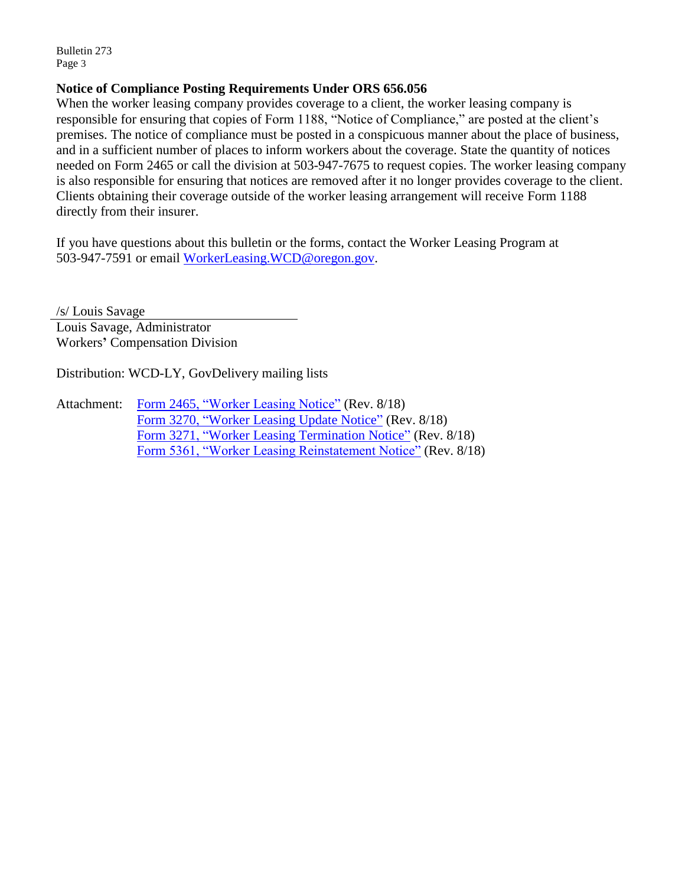**Notice of Compliance Posting Requirements Under ORS 656.056**

When the worker leasing company provides coverage to a client, the worker leasing company is responsible for ensuring that copies of Form 1188, "Notice of Compliance," are posted at the client's premises. The notice of compliance must be posted in a conspicuous manner about the place of business, and in a sufficient number of places to inform workers about the coverage. State the quantity of notices needed on Form 2465 or call the division at 503-947-7675 to request copies. The worker leasing company is also responsible for ensuring that notices are removed after it no longer provides coverage to the client. Clients obtaining their coverage outside of the worker leasing arrangement will receive Form 1188 directly from their insurer.

If you have questions about this bulletin or the forms, contact the Worker Leasing Program at 503-947-7591 or email [WorkerLeasing.WCD@oregon.gov](mailto:WorkerLeasing.WCD@oregon.gov).

/s/ Louis Savage

Louis Savage, Administrator
Workers' Compensation Division

Distribution: WCD-LY, GovDelivery mailing lists

Attachment: Form 2465, "Worker Leasing Notice" (Rev. 8/18)
Form 3270, "Worker Leasing Update Notice" (Rev. 8/18)
Form 3271, "Worker Leasing Termination Notice" (Rev. 8/18)
Form 5361, "Worker Leasing Reinstatement Notice" (Rev. 8/18)